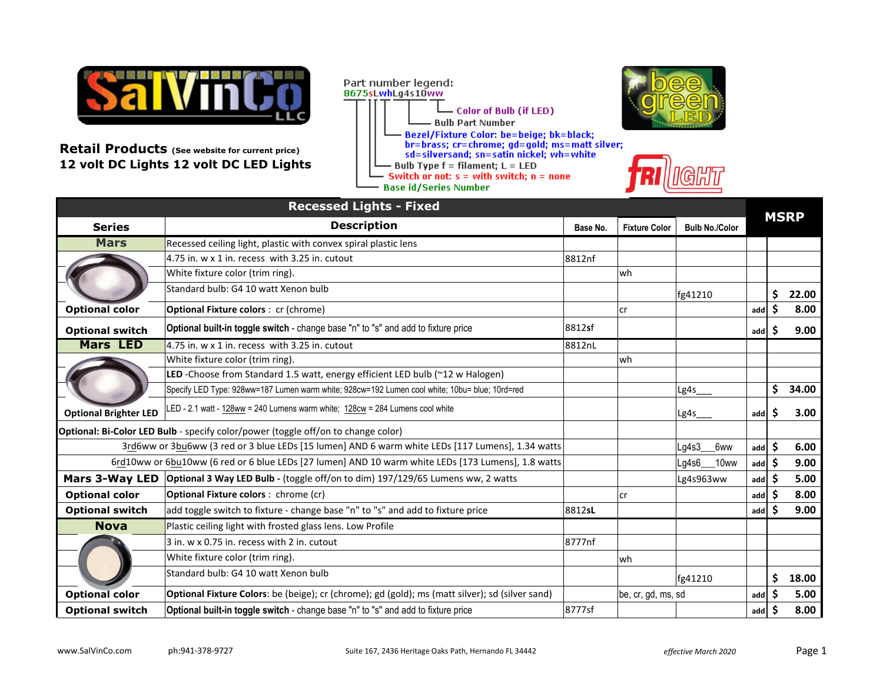**Retail Products** (See website for current price)
**12 volt DC Lights 12 volt DC LED Lights**

Part number legend:
8675sLwhLg4s10ww

- Color of Bulb (if LED)
- Bulb Part Number
- Bezel/Fixture Color: be=beige; bk=black; br=brass; cr=chrome; gd=gold; ms=matt silver; sd=silversand; sn=satin nickel; wh=white
- Bulb Type f = filament; L = LED
- Switch or not: s = with switch; n = none
- Base id/Series Number

| Series | Description | Base No. | Fixture Color | Bulb No./Color | MSRP | |
|---|---|---|---|---|---|---|
| | **Recessed Lights - Fixed** | | | | | |
| **Mars** | Recessed ceiling light, plastic with convex spiral plastic lens | | | | | |
| | 4.75 in. w x 1 in. recess with 3.25 in. cutout | 8812nf | | | | |
| | White fixture color (trim ring). | | wh | | | |
| | Standard bulb: G4 10 watt Xenon bulb | | | fg41210 | | $ 22.00 |
| **Optional color** | **Optional Fixture colors** : cr (chrome) | | cr | | add | $ 8.00 |
| **Optional switch** | **Optional built-in toggle switch** - change base "n" to "s" and add to fixture price | 8812sf | | | add | $ 9.00 |
| **Mars LED** | 4.75 in. w x 1 in. recess with 3.25 in. cutout | 8812nL | | | | |
| | White fixture color (trim ring). | | wh | | | |
| | **LED** -Choose from Standard 1.5 watt, energy efficient LED bulb (~12 w Halogen) | | | | | |
| | Specify LED Type: 928ww=187 Lumen warm white; 928cw=192 Lumen cool white; 10bu= blue; 10rd=red | | | Lg4s___ | | $ 34.00 |
| **Optional Brighter LED** | LED - 2.1 watt - 128ww = 240 Lumens warm white; 128cw = 284 Lumens cool white | | | Lg4s___ | add | $ 3.00 |
| **Optional: Bi-Color LED Bulb** - specify color/power (toggle off/on to change color) | | | | | | |
| | 3rd6ww or 3bu6ww (3 red or 3 blue LEDs [15 lumen] AND 6 warm white LEDs [117 Lumens], 1.34 watts | | | Lg4s3___6ww | add | $ 6.00 |
| | 6rd10ww or 6bu10ww (6 red or 6 blue LEDs [27 lumen] AND 10 warm white LEDs [173 Lumens], 1.8 watts | | | Lg4s6___10ww | add | $ 9.00 |
| **Mars 3-Way LED** | **Optional 3 Way LED Bulb -** (toggle off/on to dim) 197/129/65 Lumens ww, 2 watts | | | Lg4s963ww | add | $ 5.00 |
| **Optional color** | **Optional Fixture colors** : chrome (cr) | | cr | | add | $ 8.00 |
| **Optional switch** | add toggle switch to fixture - change base "n" to "s" and add to fixture price | 8812sL | | | add | $ 9.00 |
| **Nova** | Plastic ceiling light with frosted glass lens. Low Profile | | | | | |
| | 3 in. w x 0.75 in. recess with 2 in. cutout | 8777nf | | | | |
| | White fixture color (trim ring). | | wh | | | |
| | Standard bulb: G4 10 watt Xenon bulb | | | fg41210 | | $ 18.00 |
| **Optional color** | **Optional Fixture Colors**: be (beige); cr (chrome); gd (gold); ms (matt silver); sd (silver sand) | | be, cr, gd, ms, sd | | add | $ 5.00 |
| **Optional switch** | **Optional built-in toggle switch** - change base "n" to "s" and add to fixture price | 8777sf | | | add | $ 8.00 |

www.SalVinCo.com ph:941-378-9727 Suite 167, 2436 Heritage Oaks Path, Hernando FL 34442 *effective March 2020*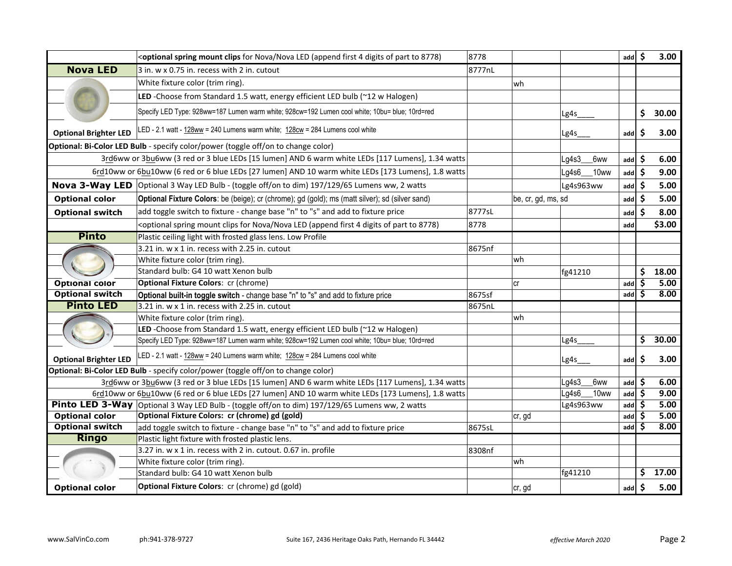| | | | | | | |
|---|---|---|---|---|---|---|
| | <**optional spring mount clips** for Nova/Nova LED (append first 4 digits of part to 8778) | 8778 | | | add | $ 3.00 |
| **Nova LED** | 3 in. w x 0.75 in. recess with 2 in. cutout | 8777nL | | | | |
| | White fixture color (trim ring). | | wh | | | |
| | **LED** -Choose from Standard 1.5 watt, energy efficient LED bulb (~12 w Halogen) | | | | | |
| | Specify LED Type: 928ww=187 Lumen warm white; 928cw=192 Lumen cool white; 10bu= blue; 10rd=red | | | Lg4s____ | | $ 30.00 |
| **Optional Brighter LED** | LED - 2.1 watt - 128ww = 240 Lumens warm white; 128cw = 284 Lumens cool white | | | Lg4s___ | add | $ 3.00 |
| **Optional: Bi-Color LED Bulb** - specify color/power (toggle off/on to change color) | | | | | | |
| 3rd6ww or 3bu6ww (3 red or 3 blue LEDs [15 lumen] AND 6 warm white LEDs [117 Lumens], 1.34 watts | | | | Lg4s3___6ww | add | $ 6.00 |
| 6rd10ww or 6bu10ww (6 red or 6 blue LEDs [27 lumen] AND 10 warm white LEDs [173 Lumens], 1.8 watts | | | | Lg4s6___10ww | add | $ 9.00 |
| **Nova 3-Way LED** | Optional 3 Way LED Bulb - (toggle off/on to dim) 197/129/65 Lumens ww, 2 watts | | | Lg4s963ww | add | $ 5.00 |
| **Optional color** | **Optional Fixture Colors**: be (beige); cr (chrome); gd (gold); ms (matt silver); sd (silver sand) | | be, cr, gd, ms, sd | | add | $ 5.00 |
| **Optional switch** | add toggle switch to fixture - change base "n" to "s" and add to fixture price | 8777sL | | | add | $ 8.00 |
| | <optional spring mount clips for Nova/Nova LED (append first 4 digits of part to 8778) | 8778 | | | add | $3.00 |
| **Pinto** | Plastic ceiling light with frosted glass lens. Low Profile | | | | | |
| | 3.21 in. w x 1 in. recess with 2.25 in. cutout | 8675nf | | | | |
| | White fixture color (trim ring). | | wh | | | |
| | Standard bulb: G4 10 watt Xenon bulb | | | fg41210 | | $ 18.00 |
| **Optional color** | **Optional Fixture Colors**: cr (chrome) | | cr | | add | $ 5.00 |
| **Optional switch** | **Optional built-in toggle switch** - change base "n" to "s" and add to fixture price | 8675sf | | | add | $ 8.00 |
| **Pinto LED** | 3.21 in. w x 1 in. recess with 2.25 in. cutout | 8675nL | | | | |
| | White fixture color (trim ring). | | wh | | | |
| | **LED** -Choose from Standard 1.5 watt, energy efficient LED bulb (~12 w Halogen) | | | | | |
| | Specify LED Type: 928ww=187 Lumen warm white; 928cw=192 Lumen cool white; 10bu= blue; 10rd=red | | | Lg4s____ | | $ 30.00 |
| **Optional Brighter LED** | LED - 2.1 watt - 128ww = 240 Lumens warm white; 128cw = 284 Lumens cool white | | | Lg4s___ | add | $ 3.00 |
| **Optional: Bi-Color LED Bulb** - specify color/power (toggle off/on to change color) | | | | | | |
| 3rd6ww or 3bu6ww (3 red or 3 blue LEDs [15 lumen] AND 6 warm white LEDs [117 Lumens], 1.34 watts | | | | Lg4s3___6ww | add | $ 6.00 |
| 6rd10ww or 6bu10ww (6 red or 6 blue LEDs [27 lumen] AND 10 warm white LEDs [173 Lumens], 1.8 watts | | | | Lg4s6___10ww | add | $ 9.00 |
| **Pinto LED 3-Way** | Optional 3 Way LED Bulb - (toggle off/on to dim) 197/129/65 Lumens ww, 2 watts | | | Lg4s963ww | add | $ 5.00 |
| **Optional color** | **Optional Fixture Colors: cr (chrome) gd (gold)** | | cr, gd | | add | $ 5.00 |
| **Optional switch** | add toggle switch to fixture - change base "n" to "s" and add to fixture price | 8675sL | | | add | $ 8.00 |
| **Ringo** | Plastic light fixture with frosted plastic lens. | | | | | |
| | 3.27 in. w x 1 in. recess with 2 in. cutout. 0.67 in. profile | 8308nf | | | | |
| | White fixture color (trim ring). | | wh | | | |
| | Standard bulb: G4 10 watt Xenon bulb | | | fg41210 | | $ 17.00 |
| **Optional color** | **Optional Fixture Colors**: cr (chrome) gd (gold) | | cr, gd | | add | $ 5.00 |

www.SalVinCo.com ph:941-378-9727 Suite 167, 2436 Heritage Oaks Path, Hernando FL 34442 *effective March 2020*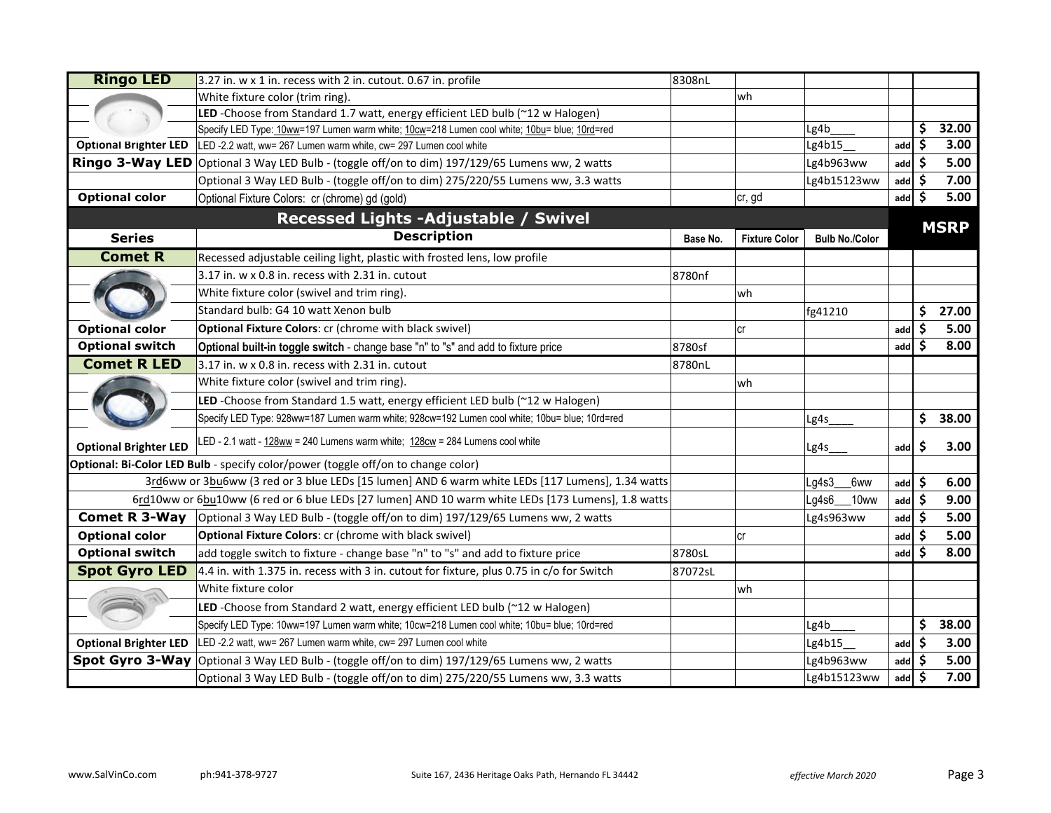| Series | Description | Base No. | Fixture Color | Bulb No./Color | | MSRP |
|---|---|---|---|---|---|---|
| **Ringo LED** | 3.27 in. w x 1 in. recess with 2 in. cutout. 0.67 in. profile | 8308nL | | | | |
| | White fixture color (trim ring). | | wh | | | |
| | **LED** -Choose from Standard 1.7 watt, energy efficient LED bulb (~12 w Halogen) | | | | | |
| | Specify LED Type: 10ww=197 Lumen warm white; 10cw=218 Lumen cool white; 10bu= blue; 10rd=red | | | Lg4b____ | | $ 32.00 |
| **Optional Brighter LED** | LED -2.2 watt, ww= 267 Lumen warm white, cw= 297 Lumen cool white | | | Lg4b15__ | add | $ 3.00 |
| **Ringo 3-Way LED** | Optional 3 Way LED Bulb - (toggle off/on to dim) 197/129/65 Lumens ww, 2 watts | | | Lg4b963ww | add | $ 5.00 |
| | Optional 3 Way LED Bulb - (toggle off/on to dim) 275/220/55 Lumens ww, 3.3 watts | | | Lg4b15123ww | add | $ 7.00 |
| **Optional color** | Optional Fixture Colors: cr (chrome) gd (gold) | | cr, gd | | add | $ 5.00 |
| | **Recessed Lights -Adjustable / Swivel** | | | | | |
| **Series** | **Description** | **Base No.** | **Fixture Color** | **Bulb No./Color** | | **MSRP** |
| **Comet R** | Recessed adjustable ceiling light, plastic with frosted lens, low profile | | | | | |
| | 3.17 in. w x 0.8 in. recess with 2.31 in. cutout | 8780nf | | | | |
| | White fixture color (swivel and trim ring). | | wh | | | |
| | Standard bulb: G4 10 watt Xenon bulb | | | fg41210 | | $ 27.00 |
| **Optional color** | **Optional Fixture Colors**: cr (chrome with black swivel) | | cr | | add | $ 5.00 |
| **Optional switch** | **Optional built-in toggle switch** - change base "n" to "s" and add to fixture price | 8780sf | | | add | $ 8.00 |
| **Comet R LED** | 3.17 in. w x 0.8 in. recess with 2.31 in. cutout | 8780nL | | | | |
| | White fixture color (swivel and trim ring). | | wh | | | |
| | **LED** -Choose from Standard 1.5 watt, energy efficient LED bulb (~12 w Halogen) | | | | | |
| | Specify LED Type: 928ww=187 Lumen warm white; 928cw=192 Lumen cool white; 10bu= blue; 10rd=red | | | Lg4s____ | | $ 38.00 |
| **Optional Brighter LED** | LED - 2.1 watt - 128ww = 240 Lumens warm white; 128cw = 284 Lumens cool white | | | Lg4s___ | add | $ 3.00 |
| **Optional: Bi-Color LED Bulb** - specify color/power (toggle off/on to change color) | | | | | | |
| | 3rd6ww or 3bu6ww (3 red or 3 blue LEDs [15 lumen] AND 6 warm white LEDs [117 Lumens], 1.34 watts | | | Lg4s3___6ww | add | $ 6.00 |
| | 6rd10ww or 6bu10ww (6 red or 6 blue LEDs [27 lumen] AND 10 warm white LEDs [173 Lumens], 1.8 watts | | | Lg4s6___10ww | add | $ 9.00 |
| **Comet R 3-Way** | Optional 3 Way LED Bulb - (toggle off/on to dim) 197/129/65 Lumens ww, 2 watts | | | Lg4s963ww | add | $ 5.00 |
| **Optional color** | **Optional Fixture Colors**: cr (chrome with black swivel) | | cr | | add | $ 5.00 |
| **Optional switch** | add toggle switch to fixture - change base "n" to "s" and add to fixture price | 8780sL | | | add | $ 8.00 |
| **Spot Gyro LED** | 4.4 in. with 1.375 in. recess with 3 in. cutout for fixture, plus 0.75 in c/o for Switch | 87072sL | | | | |
| | White fixture color | | wh | | | |
| | **LED** -Choose from Standard 2 watt, energy efficient LED bulb (~12 w Halogen) | | | | | |
| | Specify LED Type: 10ww=197 Lumen warm white; 10cw=218 Lumen cool white; 10bu= blue; 10rd=red | | | Lg4b____ | | $ 38.00 |
| **Optional Brighter LED** | LED -2.2 watt, ww= 267 Lumen warm white, cw= 297 Lumen cool white | | | Lg4b15__ | add | $ 3.00 |
| **Spot Gyro 3-Way** | Optional 3 Way LED Bulb - (toggle off/on to dim) 197/129/65 Lumens ww, 2 watts | | | Lg4b963ww | add | $ 5.00 |
| | Optional 3 Way LED Bulb - (toggle off/on to dim) 275/220/55 Lumens ww, 3.3 watts | | | Lg4b15123ww | add | $ 7.00 |

www.SalVinCo.com ph:941-378-9727 Suite 167, 2436 Heritage Oaks Path, Hernando FL 34442 *effective March 2020*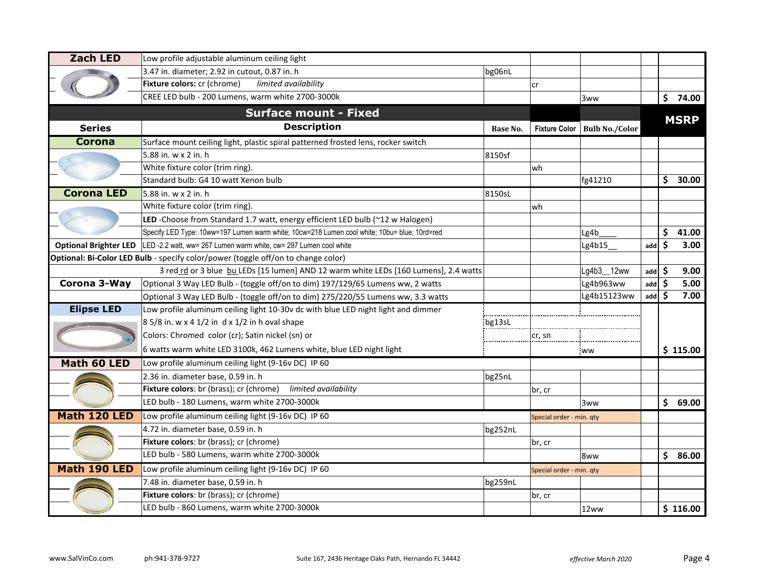| Series | Description | Base No. | Fixture Color | Bulb No./Color | | MSRP |
|---|---|---|---|---|---|---|
| **Zach LED** | Low profile adjustable aluminum ceiling light | | | | | |
| | 3.47 in. diameter; 2.92 in cutout, 0.87 in. h | bg06nL | | | | |
| | **Fixture colors:** cr (chrome) *limited availability* | | cr | | | |
| | CREE LED bulb - 200 Lumens, warm white 2700-3000k | | | 3ww | | $ 74.00 |

## Surface mount - Fixed

| Series | Description | Base No. | Fixture Color | Bulb No./Color | | MSRP |
|---|---|---|---|---|---|---|
| **Corona** | Surface mount ceiling light, plastic spiral patterned frosted lens, rocker switch | | | | | |
| | 5.88 in. w x 2 in. h | 8150sf | | | | |
| | White fixture color (trim ring). | | wh | | | |
| | Standard bulb: G4 10 watt Xenon bulb | | | fg41210 | | $ 30.00 |
| **Corona LED** | 5.88 in. w x 2 in. h | 8150sL | | | | |
| | White fixture color (trim ring). | | wh | | | |
| | **LED** -Choose from Standard 1.7 watt, energy efficient LED bulb (~12 w Halogen) | | | | | |
| | Specify LED Type: 10ww=197 Lumen warm white; 10cw=218 Lumen cool white; 10bu= blue; 10rd=red | | | Lg4b____ | | $ 41.00 |
| **Optional Brighter LED** | LED -2.2 watt, ww= 267 Lumen warm white, cw= 297 Lumen cool white | | | Lg4b15__ | add | $ 3.00 |
| **Optional: Bi-Color LED Bulb** - specify color/power (toggle off/on to change color) | | | | | | |
| | 3 red rd or 3 blue bu LEDs [15 lumen] AND 12 warm white LEDs [160 Lumens], 2.4 watts | | | Lg4b3__12ww | add | $ 9.00 |
| **Corona 3-Way** | Optional 3 Way LED Bulb - (toggle off/on to dim) 197/129/65 Lumens ww, 2 watts | | | Lg4b963ww | add | $ 5.00 |
| | Optional 3 Way LED Bulb - (toggle off/on to dim) 275/220/55 Lumens ww, 3.3 watts | | | Lg4b15123ww | add | $ 7.00 |
| **Elipse LED** | Low profile aluminum ceiling light 10-30v dc with blue LED night light and dimmer | | | | | |
| | 8 5/8 in. w x 4 1/2 in d x 1/2 in h oval shape | bg13sL | | | | |
| | Colors: Chromed color (cr); Satin nickel (sn) or | | cr, sn | | | |
| | 6 watts warm white LED 3100k, 462 Lumens white, blue LED night light | | | ww | | $ 115.00 |
| **Math 60 LED** | Low profile aluminum ceiling light (9-16v DC) IP 60 | | | | | |
| | 2.36 in. diameter base, 0.59 in. h | bg25nL | | | | |
| | **Fixture colors**: br (brass); cr (chrome) *limited availability* | | br, cr | | | |
| | LED bulb - 180 Lumens, warm white 2700-3000k | | | 3ww | | $ 69.00 |
| **Math 120 LED** | Low profile aluminum ceiling light (9-16v DC) IP 60 | | Special order - min. qty | | | |
| | 4.72 in. diameter base, 0.59 in. h | bg252nL | | | | |
| | **Fixture colors**: br (brass); cr (chrome) | | br, cr | | | |
| | LED bulb - 580 Lumens, warm white 2700-3000k | | | 8ww | | $ 86.00 |
| **Math 190 LED** | Low profile aluminum ceiling light (9-16v DC) IP 60 | | Special order - min. qty | | | |
| | 7.48 in. diameter base, 0.59 in. h | bg259nL | | | | |
| | **Fixture colors**: br (brass); cr (chrome) | | br, cr | | | |
| | LED bulb - 860 Lumens, warm white 2700-3000k | | | 12ww | | $ 116.00 |

www.SalVinCo.com ph:941-378-9727 Suite 167, 2436 Heritage Oaks Path, Hernando FL 34442 *effective March 2020*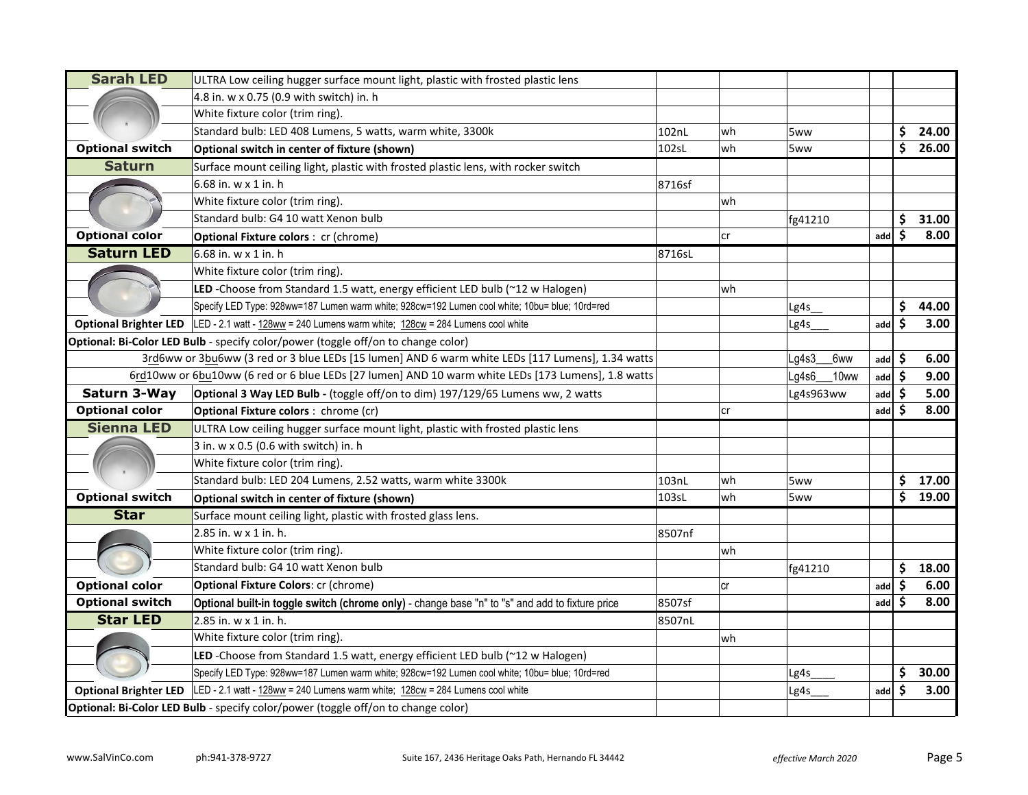| | | | | | | |
|---|---|---|---|---|---|---|
| **Sarah LED** | ULTRA Low ceiling hugger surface mount light, plastic with frosted plastic lens | | | | | |
| | 4.8 in. w x 0.75 (0.9 with switch) in. h | | | | | |
| | White fixture color (trim ring). | | | | | |
| | Standard bulb: LED 408 Lumens, 5 watts, warm white, 3300k | 102nL | wh | 5ww | | $ 24.00 |
| **Optional switch** | **Optional switch in center of fixture (shown)** | 102sL | wh | 5ww | | $ 26.00 |
| **Saturn** | Surface mount ceiling light, plastic with frosted plastic lens, with rocker switch | | | | | |
| | 6.68 in. w x 1 in. h | 8716sf | | | | |
| | White fixture color (trim ring). | | wh | | | |
| | Standard bulb: G4 10 watt Xenon bulb | | | fg41210 | | $ 31.00 |
| **Optional color** | **Optional Fixture colors** : cr (chrome) | | cr | | add | $ 8.00 |
| **Saturn LED** | 6.68 in. w x 1 in. h | 8716sL | | | | |
| | White fixture color (trim ring). | | | | | |
| | **LED** -Choose from Standard 1.5 watt, energy efficient LED bulb (~12 w Halogen) | | wh | | | |
| | Specify LED Type: 928ww=187 Lumen warm white; 928cw=192 Lumen cool white; 10bu= blue; 10rd=red | | | Lg4s__ | | $ 44.00 |
| **Optional Brighter LED** | LED - 2.1 watt - 128ww = 240 Lumens warm white; 128cw = 284 Lumens cool white | | | Lg4s___ | add | $ 3.00 |
| **Optional: Bi-Color LED Bulb** - specify color/power (toggle off/on to change color) | | | | | | |
| | 3rd6ww or 3bu6ww (3 red or 3 blue LEDs [15 lumen] AND 6 warm white LEDs [117 Lumens], 1.34 watts | | | Lg4s3___6ww | add | $ 6.00 |
| | 6rd10ww or 6bu10ww (6 red or 6 blue LEDs [27 lumen] AND 10 warm white LEDs [173 Lumens], 1.8 watts | | | Lg4s6___10ww | add | $ 9.00 |
| **Saturn 3-Way** | **Optional 3 Way LED Bulb -** (toggle off/on to dim) 197/129/65 Lumens ww, 2 watts | | | Lg4s963ww | add | $ 5.00 |
| **Optional color** | **Optional Fixture colors** : chrome (cr) | | cr | | add | $ 8.00 |
| **Sienna LED** | ULTRA Low ceiling hugger surface mount light, plastic with frosted plastic lens | | | | | |
| | 3 in. w x 0.5 (0.6 with switch) in. h | | | | | |
| | White fixture color (trim ring). | | | | | |
| | Standard bulb: LED 204 Lumens, 2.52 watts, warm white 3300k | 103nL | wh | 5ww | | $ 17.00 |
| **Optional switch** | **Optional switch in center of fixture (shown)** | 103sL | wh | 5ww | | $ 19.00 |
| **Star** | Surface mount ceiling light, plastic with frosted glass lens. | | | | | |
| | 2.85 in. w x 1 in. h. | 8507nf | | | | |
| | White fixture color (trim ring). | | wh | | | |
| | Standard bulb: G4 10 watt Xenon bulb | | | fg41210 | | $ 18.00 |
| **Optional color** | **Optional Fixture Colors**: cr (chrome) | | cr | | add | $ 6.00 |
| **Optional switch** | **Optional built-in toggle switch (chrome only)** - change base "n" to "s" and add to fixture price | 8507sf | | | add | $ 8.00 |
| **Star LED** | 2.85 in. w x 1 in. h. | 8507nL | | | | |
| | White fixture color (trim ring). | | wh | | | |
| | **LED** -Choose from Standard 1.5 watt, energy efficient LED bulb (~12 w Halogen) | | | | | |
| | Specify LED Type: 928ww=187 Lumen warm white; 928cw=192 Lumen cool white; 10bu= blue; 10rd=red | | | Lg4s____ | | $ 30.00 |
| **Optional Brighter LED** | LED - 2.1 watt - 128ww = 240 Lumens warm white; 128cw = 284 Lumens cool white | | | Lg4s___ | add | $ 3.00 |
| **Optional: Bi-Color LED Bulb** - specify color/power (toggle off/on to change color) | | | | | | |

www.SalVinCo.com ph:941-378-9727 Suite 167, 2436 Heritage Oaks Path, Hernando FL 34442 *effective March 2020*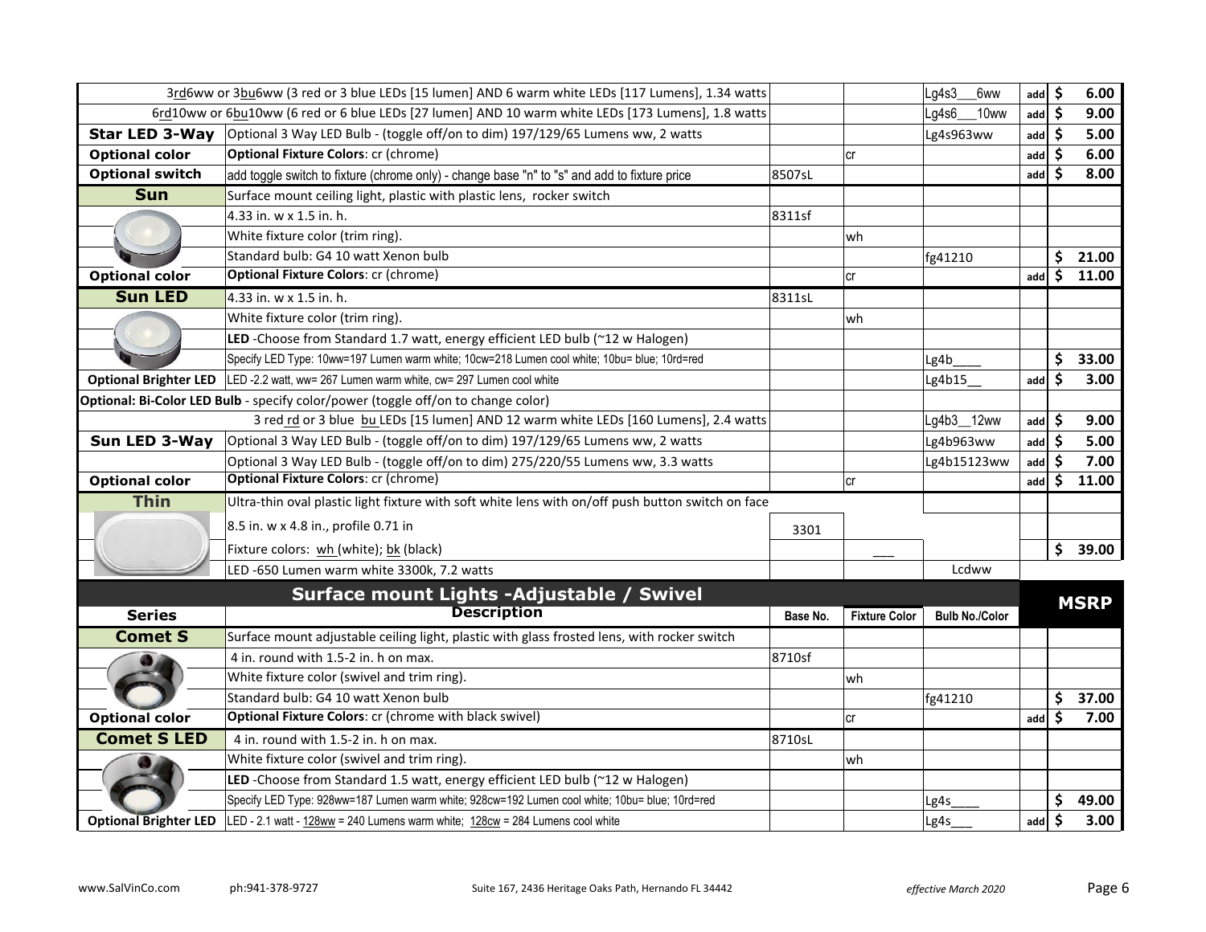| | | | | | | | |
|---|---|---|---|---|---|---|---|
| | 3rd6ww or 3bu6ww (3 red or 3 blue LEDs [15 lumen] AND 6 warm white LEDs [117 Lumens], 1.34 watts | | | Lg4s3___6ww | add | $ | 6.00 |
| | 6rd10ww or 6bu10ww (6 red or 6 blue LEDs [27 lumen] AND 10 warm white LEDs [173 Lumens], 1.8 watts | | | Lg4s6___10ww | add | $ | 9.00 |
| **Star LED 3-Way** | Optional 3 Way LED Bulb - (toggle off/on to dim) 197/129/65 Lumens ww, 2 watts | | | Lg4s963ww | add | $ | 5.00 |
| **Optional color** | **Optional Fixture Colors**: cr (chrome) | | cr | | add | $ | 6.00 |
| **Optional switch** | add toggle switch to fixture (chrome only) - change base "n" to "s" and add to fixture price | 8507sL | | | add | $ | 8.00 |
| **Sun** | Surface mount ceiling light, plastic with plastic lens, rocker switch | | | | | | |
| | 4.33 in. w x 1.5 in. h. | 8311sf | | | | | |
| | White fixture color (trim ring). | | wh | | | | |
| | Standard bulb: G4 10 watt Xenon bulb | | | fg41210 | | $ | 21.00 |
| **Optional color** | **Optional Fixture Colors**: cr (chrome) | | cr | | add | $ | 11.00 |
| **Sun LED** | 4.33 in. w x 1.5 in. h. | 8311sL | | | | | |
| | White fixture color (trim ring). | | wh | | | | |
| | **LED** -Choose from Standard 1.7 watt, energy efficient LED bulb (~12 w Halogen) | | | | | | |
| | Specify LED Type: 10ww=197 Lumen warm white; 10cw=218 Lumen cool white; 10bu= blue; 10rd=red | | | Lg4b____ | | $ | 33.00 |
| **Optional Brighter LED** | LED -2.2 watt, ww= 267 Lumen warm white, cw= 297 Lumen cool white | | | Lg4b15__ | add | $ | 3.00 |
| **Optional: Bi-Color LED Bulb** - specify color/power (toggle off/on to change color) | | | | | | | |
| | 3 red rd or 3 blue bu LEDs [15 lumen] AND 12 warm white LEDs [160 Lumens], 2.4 watts | | | Lg4b3__12ww | add | $ | 9.00 |
| **Sun LED 3-Way** | Optional 3 Way LED Bulb - (toggle off/on to dim) 197/129/65 Lumens ww, 2 watts | | | Lg4b963ww | add | $ | 5.00 |
| | Optional 3 Way LED Bulb - (toggle off/on to dim) 275/220/55 Lumens ww, 3.3 watts | | | Lg4b15123ww | add | $ | 7.00 |
| **Optional color** | **Optional Fixture Colors**: cr (chrome) | | cr | | add | $ | 11.00 |
| **Thin** | Ultra-thin oval plastic light fixture with soft white lens with on/off push button switch on face | | | | | | |
| | 8.5 in. w x 4.8 in., profile 0.71 in | 3301 | | | | | |
| | Fixture colors: wh (white); bk (black) | | ___ | | | $ | 39.00 |
| | LED -650 Lumen warm white 3300k, 7.2 watts | | | Lcdww | | | |

## Surface mount Lights -Adjustable / Swivel

| Series | Description | Base No. | Fixture Color | Bulb No./Color | MSRP | | |
|---|---|---|---|---|---|---|---|
| **Comet S** | Surface mount adjustable ceiling light, plastic with glass frosted lens, with rocker switch | | | | | | |
| | 4 in. round with 1.5-2 in. h on max. | 8710sf | | | | | |
| | White fixture color (swivel and trim ring). | | wh | | | | |
| | Standard bulb: G4 10 watt Xenon bulb | | | fg41210 | | $ | 37.00 |
| **Optional color** | **Optional Fixture Colors**: cr (chrome with black swivel) | | cr | | add | $ | 7.00 |
| **Comet S LED** | 4 in. round with 1.5-2 in. h on max. | 8710sL | | | | | |
| | White fixture color (swivel and trim ring). | | wh | | | | |
| | **LED** -Choose from Standard 1.5 watt, energy efficient LED bulb (~12 w Halogen) | | | | | | |
| | Specify LED Type: 928ww=187 Lumen warm white; 928cw=192 Lumen cool white; 10bu= blue; 10rd=red | | | Lg4s____ | | $ | 49.00 |
| **Optional Brighter LED** | LED - 2.1 watt - 128ww = 240 Lumens warm white; 128cw = 284 Lumens cool white | | | Lg4s___ | add | $ | 3.00 |

www.SalVinCo.com ph:941-378-9727 Suite 167, 2436 Heritage Oaks Path, Hernando FL 34442 *effective March 2020*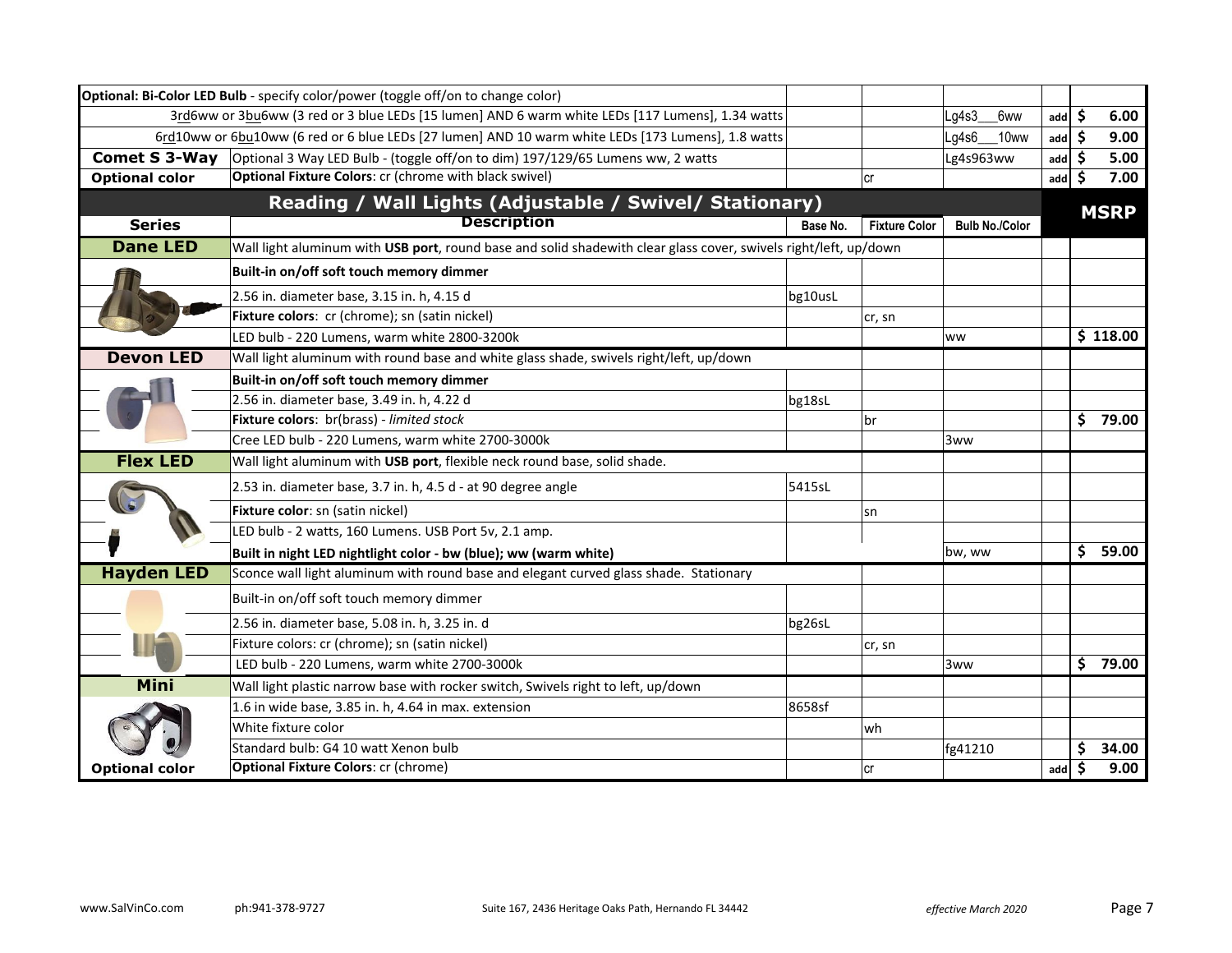| Series | Description | Base No. | Fixture Color | Bulb No./Color | | MSRP |
|---|---|---|---|---|---|---|
| | **Optional: Bi-Color LED Bulb** - specify color/power (toggle off/on to change color) | | | | | |
| | 3rd6ww or 3bu6ww (3 red or 3 blue LEDs [15 lumen] AND 6 warm white LEDs [117 Lumens], 1.34 watts | | | Lg4s3__6ww | add | $ 6.00 |
| | 6rd10ww or 6bu10ww (6 red or 6 blue LEDs [27 lumen] AND 10 warm white LEDs [173 Lumens], 1.8 watts | | | Lg4s6__10ww | add | $ 9.00 |
| **Comet S 3-Way** | Optional 3 Way LED Bulb - (toggle off/on to dim) 197/129/65 Lumens ww, 2 watts | | | Lg4s963ww | add | $ 5.00 |
| **Optional color** | **Optional Fixture Colors**: cr (chrome with black swivel) | | cr | | add | $ 7.00 |

## Reading / Wall Lights (Adjustable / Swivel/ Stationary)

| Series | Description | Base No. | Fixture Color | Bulb No./Color | | MSRP |
|---|---|---|---|---|---|---|
| **Dane LED** | Wall light aluminum with **USB port**, round base and solid shadewith clear glass cover, swivels right/left, up/down | | | | | |
| | **Built-in on/off soft touch memory dimmer** | | | | | |
| | 2.56 in. diameter base, 3.15 in. h, 4.15 d | bg10usL | | | | |
| | **Fixture colors**: cr (chrome); sn (satin nickel) | | cr, sn | | | |
| | LED bulb - 220 Lumens, warm white 2800-3200k | | | ww | | $ 118.00 |
| **Devon LED** | Wall light aluminum with round base and white glass shade, swivels right/left, up/down | | | | | |
| | **Built-in on/off soft touch memory dimmer** | | | | | |
| | 2.56 in. diameter base, 3.49 in. h, 4.22 d | bg18sL | | | | |
| | **Fixture colors**: br(brass) - *limited stock* | | br | | | $ 79.00 |
| | Cree LED bulb - 220 Lumens, warm white 2700-3000k | | | 3ww | | |
| **Flex LED** | Wall light aluminum with **USB port**, flexible neck round base, solid shade. | | | | | |
| | 2.53 in. diameter base, 3.7 in. h, 4.5 d - at 90 degree angle | 5415sL | | | | |
| | **Fixture color**: sn (satin nickel) | | sn | | | |
| | LED bulb - 2 watts, 160 Lumens. USB Port 5v, 2.1 amp. | | | | | |
| | **Built in night LED nightlight color - bw (blue); ww (warm white)** | | | bw, ww | | $ 59.00 |
| **Hayden LED** | Sconce wall light aluminum with round base and elegant curved glass shade. Stationary | | | | | |
| | Built-in on/off soft touch memory dimmer | | | | | |
| | 2.56 in. diameter base, 5.08 in. h, 3.25 in. d | bg26sL | | | | |
| | Fixture colors: cr (chrome); sn (satin nickel) | | cr, sn | | | |
| | LED bulb - 220 Lumens, warm white 2700-3000k | | | 3ww | | $ 79.00 |
| **Mini** | Wall light plastic narrow base with rocker switch, Swivels right to left, up/down | | | | | |
| | 1.6 in wide base, 3.85 in. h, 4.64 in max. extension | 8658sf | | | | |
| | White fixture color | | wh | | | |
| | Standard bulb: G4 10 watt Xenon bulb | | | fg41210 | | $ 34.00 |
| **Optional color** | **Optional Fixture Colors**: cr (chrome) | | cr | | add | $ 9.00 |

www.SalVinCo.com ph:941-378-9727 Suite 167, 2436 Heritage Oaks Path, Hernando FL 34442 *effective March 2020*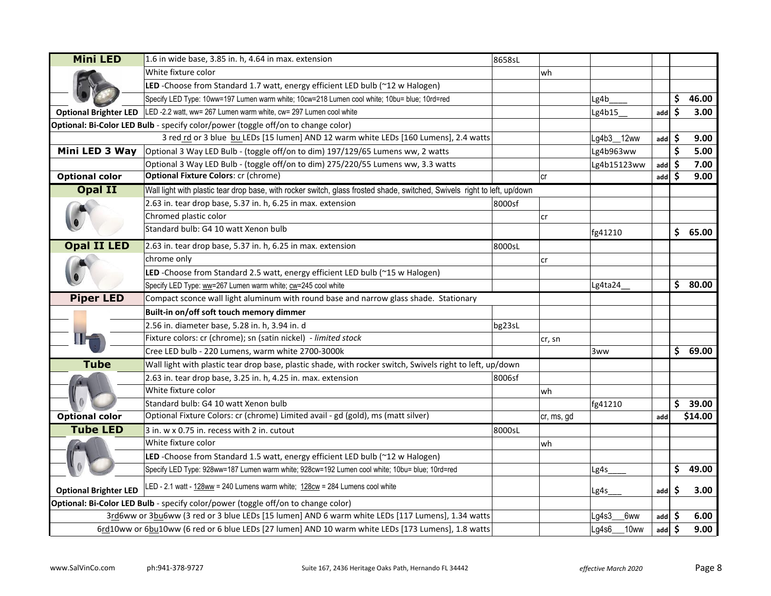| | | | | | | |
|---|---|---|---|---|---|---|
| **Mini LED** | 1.6 in wide base, 3.85 in. h, 4.64 in max. extension | 8658sL | | | | |
| | White fixture color | | wh | | | |
| | **LED** -Choose from Standard 1.7 watt, energy efficient LED bulb (~12 w Halogen) | | | | | |
| | Specify LED Type: 10ww=197 Lumen warm white; 10cw=218 Lumen cool white; 10bu= blue; 10rd=red | | | Lg4b____ | | $ 46.00 |
| **Optional Brighter LED** | LED -2.2 watt, ww= 267 Lumen warm white, cw= 297 Lumen cool white | | | Lg4b15__ | add | $ 3.00 |
| **Optional: Bi-Color LED Bulb** - specify color/power (toggle off/on to change color) | | | | | | |
| | 3 red rd or 3 blue bu LEDs [15 lumen] AND 12 warm white LEDs [160 Lumens], 2.4 watts | | | Lg4b3__12ww | add | $ 9.00 |
| **Mini LED 3 Way** | Optional 3 Way LED Bulb - (toggle off/on to dim) 197/129/65 Lumens ww, 2 watts | | | Lg4b963ww | | $ 5.00 |
| | Optional 3 Way LED Bulb - (toggle off/on to dim) 275/220/55 Lumens ww, 3.3 watts | | | Lg4b15123ww | add | $ 7.00 |
| **Optional color** | **Optional Fixture Colors**: cr (chrome) | | cr | | add | $ 9.00 |
| **Opal II** | Wall light with plastic tear drop base, with rocker switch, glass frosted shade, switched, Swivels right to left, up/down | | | | | |
| | 2.63 in. tear drop base, 5.37 in. h, 6.25 in max. extension | 8000sf | | | | |
| | Chromed plastic color | | cr | | | |
| | Standard bulb: G4 10 watt Xenon bulb | | | fg41210 | | $ 65.00 |
| **Opal II LED** | 2.63 in. tear drop base, 5.37 in. h, 6.25 in max. extension | 8000sL | | | | |
| | chrome only | | cr | | | |
| | **LED** -Choose from Standard 2.5 watt, energy efficient LED bulb (~15 w Halogen) | | | | | |
| | Specify LED Type: ww=267 Lumen warm white; cw=245 cool white | | | Lg4ta24__ | | $ 80.00 |
| **Piper LED** | Compact sconce wall light aluminum with round base and narrow glass shade. Stationary | | | | | |
| | **Built-in on/off soft touch memory dimmer** | | | | | |
| | 2.56 in. diameter base, 5.28 in. h, 3.94 in. d | bg23sL | | | | |
| | Fixture colors: cr (chrome); sn (satin nickel) - *limited stock* | | cr, sn | | | |
| | Cree LED bulb - 220 Lumens, warm white 2700-3000k | | | 3ww | | $ 69.00 |
| **Tube** | Wall light with plastic tear drop base, plastic shade, with rocker switch, Swivels right to left, up/down | | | | | |
| | 2.63 in. tear drop base, 3.25 in. h, 4.25 in. max. extension | 8006sf | | | | |
| | White fixture color | | wh | | | |
| | Standard bulb: G4 10 watt Xenon bulb | | | fg41210 | | $ 39.00 |
| **Optional color** | Optional Fixture Colors: cr (chrome) Limited avail - gd (gold), ms (matt silver) | | cr, ms, gd | | add | $14.00 |
| **Tube LED** | 3 in. w x 0.75 in. recess with 2 in. cutout | 8000sL | | | | |
| | White fixture color | | wh | | | |
| | **LED** -Choose from Standard 1.5 watt, energy efficient LED bulb (~12 w Halogen) | | | | | |
| | Specify LED Type: 928ww=187 Lumen warm white; 928cw=192 Lumen cool white; 10bu= blue; 10rd=red | | | Lg4s____ | | $ 49.00 |
| **Optional Brighter LED** | LED - 2.1 watt - 128ww = 240 Lumens warm white; 128cw = 284 Lumens cool white | | | Lg4s___ | add | $ 3.00 |
| **Optional: Bi-Color LED Bulb** - specify color/power (toggle off/on to change color) | | | | | | |
| | 3rd6ww or 3bu6ww (3 red or 3 blue LEDs [15 lumen] AND 6 warm white LEDs [117 Lumens], 1.34 watts | | | Lg4s3___6ww | add | $ 6.00 |
| | 6rd10ww or 6bu10ww (6 red or 6 blue LEDs [27 lumen] AND 10 warm white LEDs [173 Lumens], 1.8 watts | | | Lg4s6___10ww | add | $ 9.00 |

www.SalVinCo.com ph:941-378-9727 Suite 167, 2436 Heritage Oaks Path, Hernando FL 34442 *effective March 2020*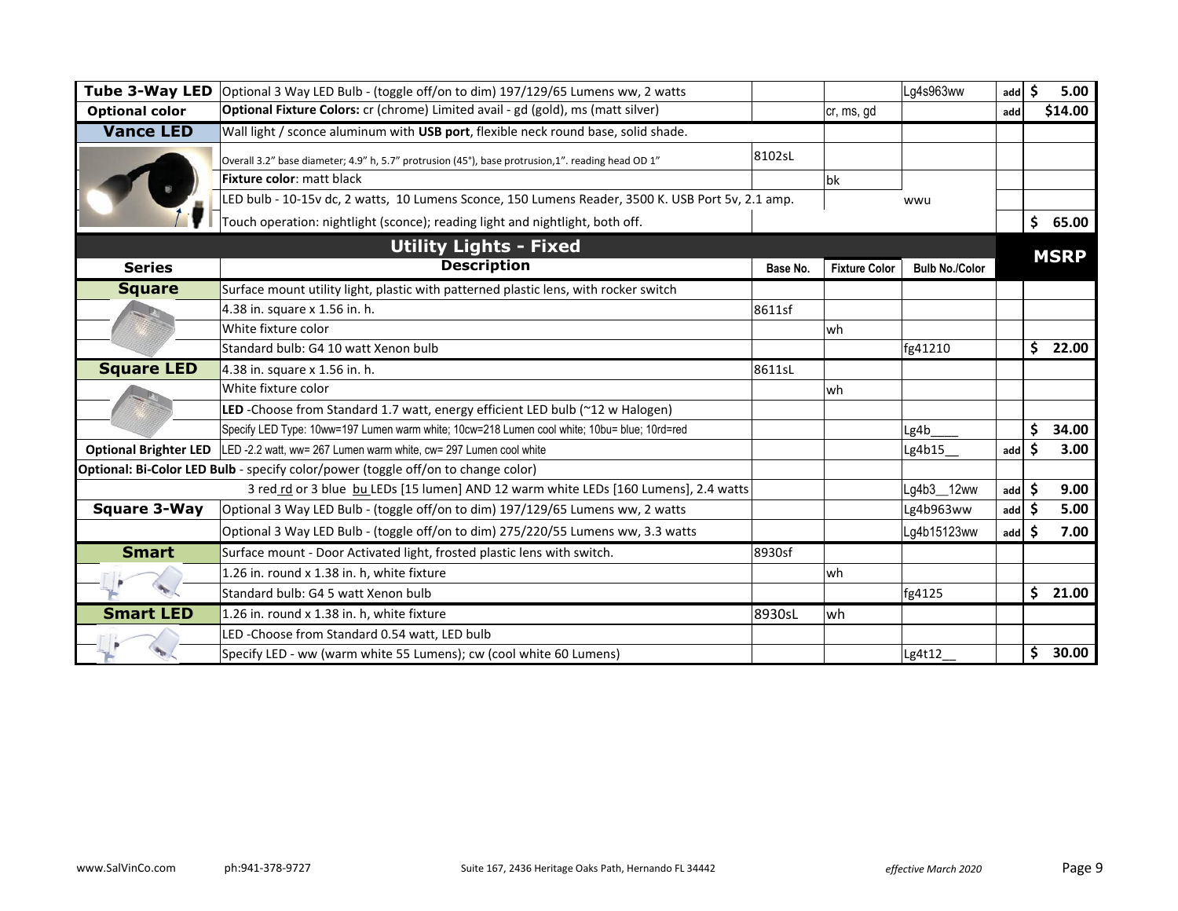| Series | Description | Base No. | Fixture Color | Bulb No./Color | | MSRP |
|---|---|---|---|---|---|---|
| **Tube 3-Way LED** | Optional 3 Way LED Bulb - (toggle off/on to dim) 197/129/65 Lumens ww, 2 watts | | | Lg4s963ww | add | $ 5.00 |
| **Optional color** | **Optional Fixture Colors:** cr (chrome) Limited avail - gd (gold), ms (matt silver) | | cr, ms, gd | | add | $14.00 |
| **Vance LED** | Wall light / sconce aluminum with **USB port**, flexible neck round base, solid shade. | | | | | |
| | Overall 3.2" base diameter; 4.9" h, 5.7" protrusion (45°), base protrusion,1". reading head OD 1" | 8102sL | | | | |
| | **Fixture color**: matt black | | bk | | | |
| | LED bulb - 10-15v dc, 2 watts, 10 Lumens Sconce, 150 Lumens Reader, 3500 K. USB Port 5v, 2.1 amp. | | | wwu | | |
| | Touch operation: nightlight (sconce); reading light and nightlight, both off. | | | | | $ 65.00 |

## Utility Lights - Fixed

| Series | Description | Base No. | Fixture Color | Bulb No./Color | | MSRP |
|---|---|---|---|---|---|---|
| **Square** | Surface mount utility light, plastic with patterned plastic lens, with rocker switch | | | | | |
| | 4.38 in. square x 1.56 in. h. | 8611sf | | | | |
| | White fixture color | | wh | | | |
| | Standard bulb: G4 10 watt Xenon bulb | | | fg41210 | | $ 22.00 |
| **Square LED** | 4.38 in. square x 1.56 in. h. | 8611sL | | | | |
| | White fixture color | | wh | | | |
| | **LED** -Choose from Standard 1.7 watt, energy efficient LED bulb (~12 w Halogen) | | | | | |
| | Specify LED Type: 10ww=197 Lumen warm white; 10cw=218 Lumen cool white; 10bu= blue; 10rd=red | | | Lg4b____ | | $ 34.00 |
| **Optional Brighter LED** | LED -2.2 watt, ww= 267 Lumen warm white, cw= 297 Lumen cool white | | | Lg4b15__ | add | $ 3.00 |
| **Optional: Bi-Color LED Bulb** - specify color/power (toggle off/on to change color) | | | | | | |
| | 3 red rd or 3 blue bu LEDs [15 lumen] AND 12 warm white LEDs [160 Lumens], 2.4 watts | | | Lg4b3__12ww | add | $ 9.00 |
| **Square 3-Way** | Optional 3 Way LED Bulb - (toggle off/on to dim) 197/129/65 Lumens ww, 2 watts | | | Lg4b963ww | add | $ 5.00 |
| | Optional 3 Way LED Bulb - (toggle off/on to dim) 275/220/55 Lumens ww, 3.3 watts | | | Lg4b15123ww | add | $ 7.00 |
| **Smart** | Surface mount - Door Activated light, frosted plastic lens with switch. | 8930sf | | | | |
| | 1.26 in. round x 1.38 in. h, white fixture | | wh | | | |
| | Standard bulb: G4 5 watt Xenon bulb | | | fg4125 | | $ 21.00 |
| **Smart LED** | 1.26 in. round x 1.38 in. h, white fixture | 8930sL | wh | | | |
| | LED -Choose from Standard 0.54 watt, LED bulb | | | | | |
| | Specify LED - ww (warm white 55 Lumens); cw (cool white 60 Lumens) | | | Lg4t12__ | | $ 30.00 |

www.SalVinCo.com ph:941-378-9727 Suite 167, 2436 Heritage Oaks Path, Hernando FL 34442 *effective March 2020*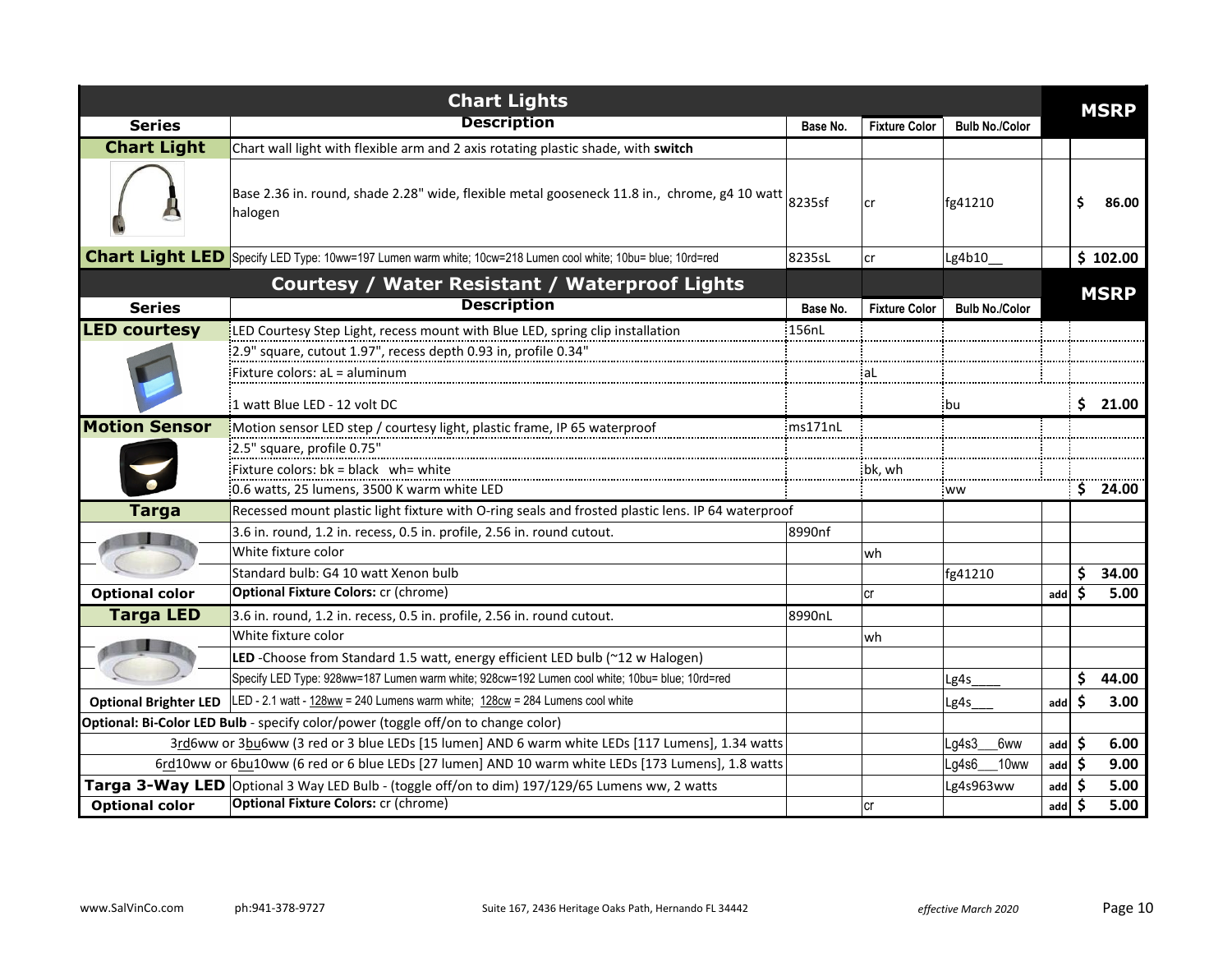## Chart Lights

| Series | Description | Base No. | Fixture Color | Bulb No./Color | | MSRP |
|---|---|---|---|---|---|---|
| **Chart Light** | Chart wall light with flexible arm and 2 axis rotating plastic shade, with **switch** | | | | | |
| | Base 2.36 in. round, shade 2.28" wide, flexible metal gooseneck 11.8 in., chrome, g4 10 watt halogen | 8235sf | cr | fg41210 | | $ 86.00 |
| **Chart Light LED** | Specify LED Type: 10ww=197 Lumen warm white; 10cw=218 Lumen cool white; 10bu= blue; 10rd=red | 8235sL | cr | Lg4b10__ | | $ 102.00 |

## Courtesy / Water Resistant / Waterproof Lights

| Series | Description | Base No. | Fixture Color | Bulb No./Color | | MSRP |
|---|---|---|---|---|---|---|
| **LED courtesy** | LED Courtesy Step Light, recess mount with Blue LED, spring clip installation | 156nL | | | | |
| | 2.9" square, cutout 1.97", recess depth 0.93 in, profile 0.34" | | | | | |
| | Fixture colors: aL = aluminum | | aL | | | |
| | 1 watt Blue LED - 12 volt DC | | | bu | | $ 21.00 |
| **Motion Sensor** | Motion sensor LED step / courtesy light, plastic frame, IP 65 waterproof | ms171nL | | | | |
| | 2.5" square, profile 0.75" | | | | | |
| | Fixture colors: bk = black wh= white | | bk, wh | | | |
| | 0.6 watts, 25 lumens, 3500 K warm white LED | | | ww | | $ 24.00 |
| **Targa** | Recessed mount plastic light fixture with O-ring seals and frosted plastic lens. IP 64 waterproof | | | | | |
| | 3.6 in. round, 1.2 in. recess, 0.5 in. profile, 2.56 in. round cutout. | 8990nf | | | | |
| | White fixture color | | wh | | | |
| | Standard bulb: G4 10 watt Xenon bulb | | | fg41210 | | $ 34.00 |
| **Optional color** | **Optional Fixture Colors:** cr (chrome) | | cr | | add | $ 5.00 |
| **Targa LED** | 3.6 in. round, 1.2 in. recess, 0.5 in. profile, 2.56 in. round cutout. | 8990nL | | | | |
| | White fixture color | | wh | | | |
| | **LED** -Choose from Standard 1.5 watt, energy efficient LED bulb (~12 w Halogen) | | | | | |
| | Specify LED Type: 928ww=187 Lumen warm white; 928cw=192 Lumen cool white; 10bu= blue; 10rd=red | | | Lg4s____ | | $ 44.00 |
| **Optional Brighter LED** | LED - 2.1 watt - 128ww = 240 Lumens warm white; 128cw = 284 Lumens cool white | | | Lg4s___ | add | $ 3.00 |
| **Optional: Bi-Color LED Bulb** - specify color/power (toggle off/on to change color) | | | | | | |
| | 3rd6ww or 3bu6ww (3 red or 3 blue LEDs [15 lumen] AND 6 warm white LEDs [117 Lumens], 1.34 watts | | | Lg4s3___6ww | add | $ 6.00 |
| | 6rd10ww or 6bu10ww (6 red or 6 blue LEDs [27 lumen] AND 10 warm white LEDs [173 Lumens], 1.8 watts | | | Lg4s6___10ww | add | $ 9.00 |
| **Targa 3-Way LED** | Optional 3 Way LED Bulb - (toggle off/on to dim) 197/129/65 Lumens ww, 2 watts | | | Lg4s963ww | add | $ 5.00 |
| **Optional color** | **Optional Fixture Colors:** cr (chrome) | | cr | | add | $ 5.00 |

www.SalVinCo.com ph:941-378-9727 Suite 167, 2436 Heritage Oaks Path, Hernando FL 34442 *effective March 2020*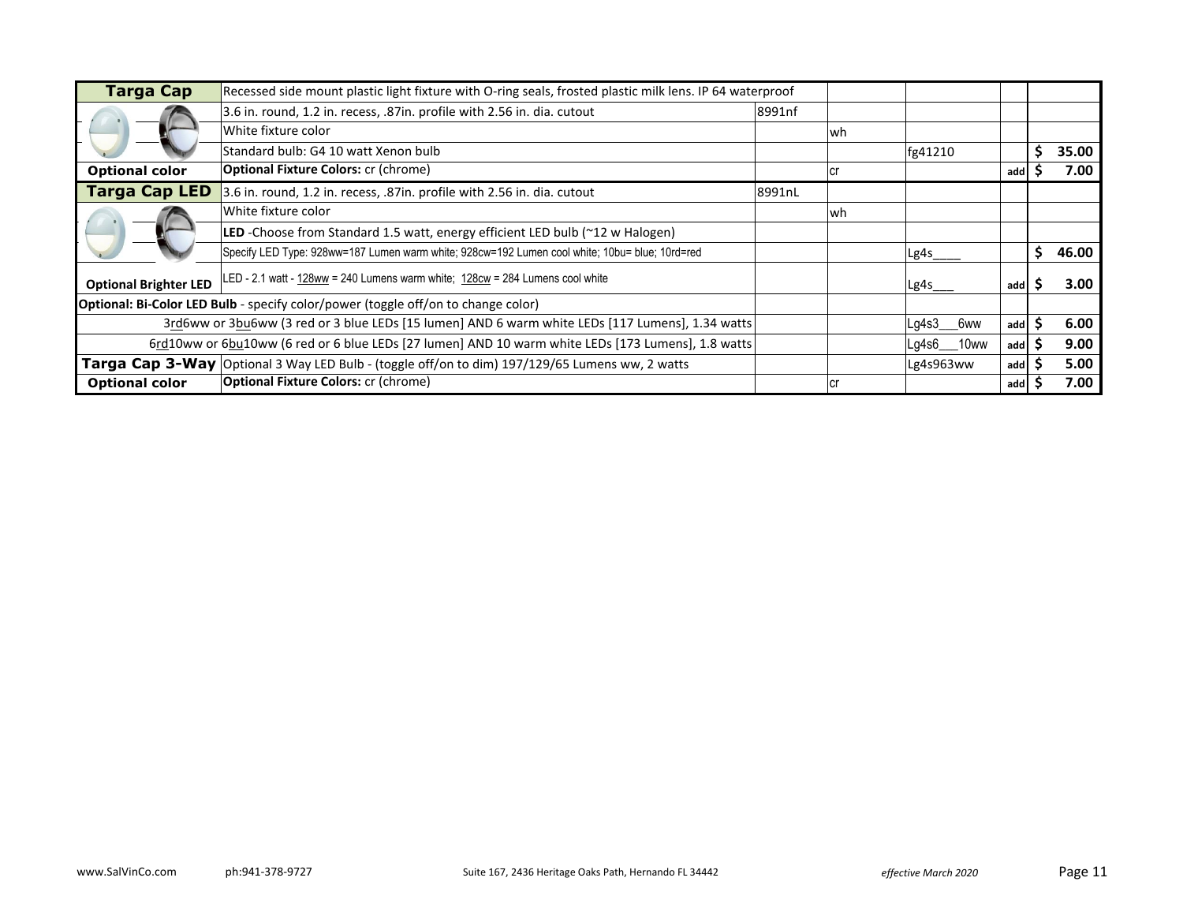| Targa Cap | Recessed side mount plastic light fixture with O-ring seals, frosted plastic milk lens. IP 64 waterproof | | | | | |
|---|---|---|---|---|---|---|
| | 3.6 in. round, 1.2 in. recess, .87in. profile with 2.56 in. dia. cutout | 8991nf | | | | |
| | White fixture color | | wh | | | |
| | Standard bulb: G4 10 watt Xenon bulb | | | fg41210 | | $ 35.00 |
| **Optional color** | **Optional Fixture Colors:** cr (chrome) | | cr | | add | $ 7.00 |
| **Targa Cap LED** | 3.6 in. round, 1.2 in. recess, .87in. profile with 2.56 in. dia. cutout | 8991nL | | | | |
| | White fixture color | | wh | | | |
| | **LED** -Choose from Standard 1.5 watt, energy efficient LED bulb (~12 w Halogen) | | | | | |
| | Specify LED Type: 928ww=187 Lumen warm white; 928cw=192 Lumen cool white; 10bu= blue; 10rd=red | | | Lg4s____ | | $ 46.00 |
| **Optional Brighter LED** | LED - 2.1 watt - 128ww = 240 Lumens warm white; 128cw = 284 Lumens cool white | | | Lg4s___ | add | $ 3.00 |
| **Optional: Bi-Color LED Bulb** - specify color/power (toggle off/on to change color) | | | | | | |
| | 3rd6ww or 3bu6ww (3 red or 3 blue LEDs [15 lumen] AND 6 warm white LEDs [117 Lumens], 1.34 watts | | | Lg4s3___6ww | add | $ 6.00 |
| | 6rd10ww or 6bu10ww (6 red or 6 blue LEDs [27 lumen] AND 10 warm white LEDs [173 Lumens], 1.8 watts | | | Lg4s6___10ww | add | $ 9.00 |
| **Targa Cap 3-Way** | Optional 3 Way LED Bulb - (toggle off/on to dim) 197/129/65 Lumens ww, 2 watts | | | Lg4s963ww | add | $ 5.00 |
| **Optional color** | **Optional Fixture Colors:** cr (chrome) | | cr | | add | $ 7.00 |

www.SalVinCo.com ph:941-378-9727 Suite 167, 2436 Heritage Oaks Path, Hernando FL 34442 *effective March 2020*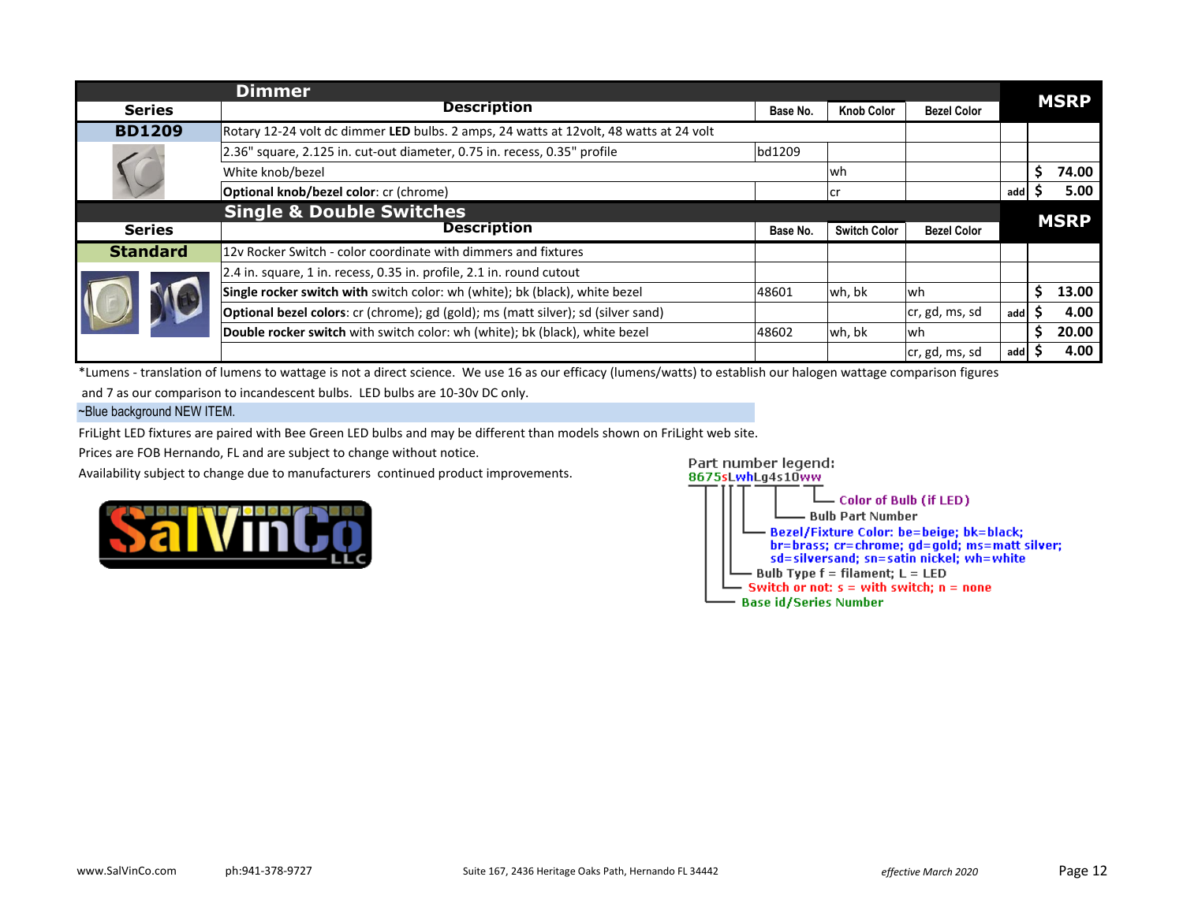## Dimmer

| Series | Description | Base No. | Knob Color | Bezel Color | | MSRP |
|---|---|---|---|---|---|---|
| **BD1209** | Rotary 12-24 volt dc dimmer **LED** bulbs. 2 amps, 24 watts at 12volt, 48 watts at 24 volt | | | | | |
| | 2.36" square, 2.125 in. cut-out diameter, 0.75 in. recess, 0.35" profile | bd1209 | | | | |
| | White knob/bezel | | wh | | | $ 74.00 |
| | **Optional knob/bezel color**: cr (chrome) | | cr | | add | $ 5.00 |

## Single & Double Switches

| Series | Description | Base No. | Switch Color | Bezel Color | | MSRP |
|---|---|---|---|---|---|---|
| **Standard** | 12v Rocker Switch - color coordinate with dimmers and fixtures | | | | | |
| | 2.4 in. square, 1 in. recess, 0.35 in. profile, 2.1 in. round cutout | | | | | |
| | **Single rocker switch with** switch color: wh (white); bk (black), white bezel | 48601 | wh, bk | wh | | $ 13.00 |
| | **Optional bezel colors**: cr (chrome); gd (gold); ms (matt silver); sd (silver sand) | | | cr, gd, ms, sd | add | $ 4.00 |
| | **Double rocker switch** with switch color: wh (white); bk (black), white bezel | 48602 | wh, bk | wh | | $ 20.00 |
| | | | | cr, gd, ms, sd | add | $ 4.00 |

*Lumens - translation of lumens to wattage is not a direct science. We use 16 as our efficacy (lumens/watts) to establish our halogen wattage comparison figures and 7 as our comparison to incandescent bulbs. LED bulbs are 10-30v DC only.

~Blue background NEW ITEM.

FriLight LED fixtures are paired with Bee Green LED bulbs and may be different than models shown on FriLight web site.

Prices are FOB Hernando, FL and are subject to change without notice.

Availability subject to change due to manufacturers continued product improvements.

SalVinCo LLC

Part number legend:
8675sLwhLg4s10ww

- Color of Bulb (if LED)
- Bulb Part Number
- Bezel/Fixture Color: be=beige; bk=black; br=brass; cr=chrome; gd=gold; ms=matt silver; sd=silversand; sn=satin nickel; wh=white
- Bulb Type f = filament; L = LED
- Switch or not: s = with switch; n = none
- Base id/Series Number

www.SalVinCo.com ph:941-378-9727 Suite 167, 2436 Heritage Oaks Path, Hernando FL 34442 *effective March 2020*